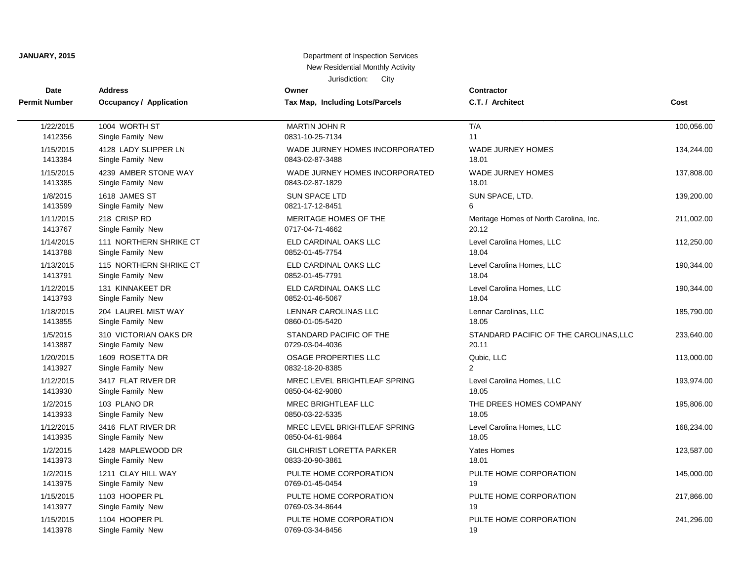**JANUARY, 2015**

Department of Inspection Services
New Residential Monthly Activity
Jurisdiction: City

| Date<br>Permit Number | Address<br>Occupancy / Application | Owner<br>Tax Map, Including Lots/Parcels | Contractor<br>C.T. / Architect | Cost |
|---|---|---|---|---|
| 1/22/2015<br>1412356 | 1004 WORTH ST<br>Single Family New | MARTIN JOHN R<br>0831-10-25-7134 | T/A<br>11 | 100,056.00 |
| 1/15/2015<br>1413384 | 4128 LADY SLIPPER LN<br>Single Family New | WADE JURNEY HOMES INCORPORATED<br>0843-02-87-3488 | WADE JURNEY HOMES<br>18.01 | 134,244.00 |
| 1/15/2015<br>1413385 | 4239 AMBER STONE WAY<br>Single Family New | WADE JURNEY HOMES INCORPORATED<br>0843-02-87-1829 | WADE JURNEY HOMES<br>18.01 | 137,808.00 |
| 1/8/2015<br>1413599 | 1618 JAMES ST<br>Single Family New | SUN SPACE LTD<br>0821-17-12-8451 | SUN SPACE, LTD.<br>6 | 139,200.00 |
| 1/11/2015<br>1413767 | 218 CRISP RD<br>Single Family New | MERITAGE HOMES OF THE<br>0717-04-71-4662 | Meritage Homes of North Carolina, Inc.<br>20.12 | 211,002.00 |
| 1/14/2015<br>1413788 | 111 NORTHERN SHRIKE CT<br>Single Family New | ELD CARDINAL OAKS LLC<br>0852-01-45-7754 | Level Carolina Homes, LLC<br>18.04 | 112,250.00 |
| 1/13/2015<br>1413791 | 115 NORTHERN SHRIKE CT<br>Single Family New | ELD CARDINAL OAKS LLC<br>0852-01-45-7791 | Level Carolina Homes, LLC<br>18.04 | 190,344.00 |
| 1/12/2015<br>1413793 | 131 KINNAKEET DR<br>Single Family New | ELD CARDINAL OAKS LLC<br>0852-01-46-5067 | Level Carolina Homes, LLC<br>18.04 | 190,344.00 |
| 1/18/2015<br>1413855 | 204 LAUREL MIST WAY<br>Single Family New | LENNAR CAROLINAS LLC<br>0860-01-05-5420 | Lennar Carolinas, LLC<br>18.05 | 185,790.00 |
| 1/5/2015<br>1413887 | 310 VICTORIAN OAKS DR<br>Single Family New | STANDARD PACIFIC OF THE<br>0729-03-04-4036 | STANDARD PACIFIC OF THE CAROLINAS,LLC<br>20.11 | 233,640.00 |
| 1/20/2015<br>1413927 | 1609 ROSETTA DR<br>Single Family New | OSAGE PROPERTIES LLC<br>0832-18-20-8385 | Qubic, LLC<br>2 | 113,000.00 |
| 1/12/2015<br>1413930 | 3417 FLAT RIVER DR<br>Single Family New | MREC LEVEL BRIGHTLEAF SPRING<br>0850-04-62-9080 | Level Carolina Homes, LLC<br>18.05 | 193,974.00 |
| 1/2/2015<br>1413933 | 103 PLANO DR<br>Single Family New | MREC BRIGHTLEAF LLC<br>0850-03-22-5335 | THE DREES HOMES COMPANY<br>18.05 | 195,806.00 |
| 1/12/2015<br>1413935 | 3416 FLAT RIVER DR<br>Single Family New | MREC LEVEL BRIGHTLEAF SPRING<br>0850-04-61-9864 | Level Carolina Homes, LLC<br>18.05 | 168,234.00 |
| 1/2/2015<br>1413973 | 1428 MAPLEWOOD DR<br>Single Family New | GILCHRIST LORETTA PARKER<br>0833-20-90-3861 | Yates Homes<br>18.01 | 123,587.00 |
| 1/2/2015<br>1413975 | 1211 CLAY HILL WAY<br>Single Family New | PULTE HOME CORPORATION<br>0769-01-45-0454 | PULTE HOME CORPORATION<br>19 | 145,000.00 |
| 1/15/2015<br>1413977 | 1103 HOOPER PL<br>Single Family New | PULTE HOME CORPORATION<br>0769-03-34-8644 | PULTE HOME CORPORATION<br>19 | 217,866.00 |
| 1/15/2015<br>1413978 | 1104 HOOPER PL<br>Single Family New | PULTE HOME CORPORATION<br>0769-03-34-8456 | PULTE HOME CORPORATION<br>19 | 241,296.00 |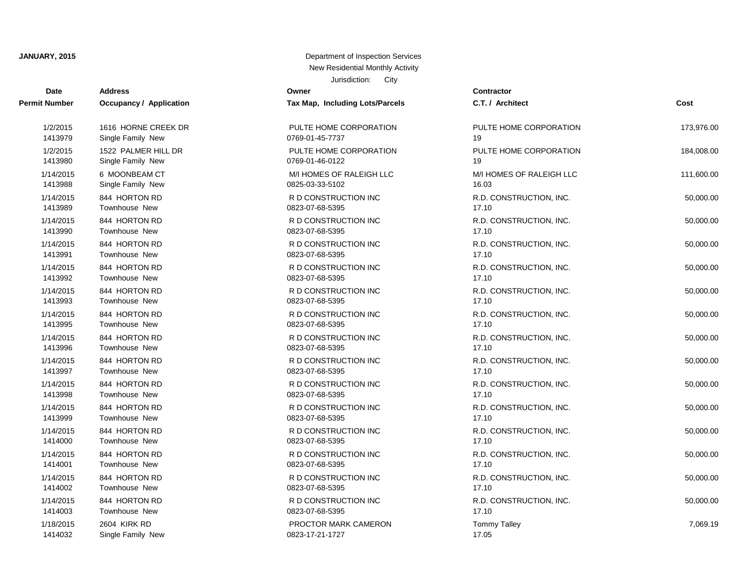**JANUARY, 2015**

Department of Inspection Services
New Residential Monthly Activity
Jurisdiction: City

| Date / Permit Number | Address / Occupancy / Application | Owner / Tax Map, Including Lots/Parcels | Contractor / C.T. / Architect | Cost |
|---|---|---|---|---|
| 1/2/2015<br>1413979 | 1616 HORNE CREEK DR<br>Single Family New | PULTE HOME CORPORATION<br>0769-01-45-7737 | PULTE HOME CORPORATION<br>19 | 173,976.00 |
| 1/2/2015<br>1413980 | 1522 PALMER HILL DR<br>Single Family New | PULTE HOME CORPORATION<br>0769-01-46-0122 | PULTE HOME CORPORATION<br>19 | 184,008.00 |
| 1/14/2015<br>1413988 | 6 MOONBEAM CT<br>Single Family New | M/I HOMES OF RALEIGH LLC<br>0825-03-33-5102 | M/I HOMES OF RALEIGH LLC<br>16.03 | 111,600.00 |
| 1/14/2015<br>1413989 | 844 HORTON RD<br>Townhouse New | R D CONSTRUCTION INC<br>0823-07-68-5395 | R.D. CONSTRUCTION, INC.<br>17.10 | 50,000.00 |
| 1/14/2015<br>1413990 | 844 HORTON RD<br>Townhouse New | R D CONSTRUCTION INC<br>0823-07-68-5395 | R.D. CONSTRUCTION, INC.<br>17.10 | 50,000.00 |
| 1/14/2015<br>1413991 | 844 HORTON RD<br>Townhouse New | R D CONSTRUCTION INC<br>0823-07-68-5395 | R.D. CONSTRUCTION, INC.<br>17.10 | 50,000.00 |
| 1/14/2015<br>1413992 | 844 HORTON RD<br>Townhouse New | R D CONSTRUCTION INC<br>0823-07-68-5395 | R.D. CONSTRUCTION, INC.<br>17.10 | 50,000.00 |
| 1/14/2015<br>1413993 | 844 HORTON RD<br>Townhouse New | R D CONSTRUCTION INC<br>0823-07-68-5395 | R.D. CONSTRUCTION, INC.<br>17.10 | 50,000.00 |
| 1/14/2015<br>1413995 | 844 HORTON RD<br>Townhouse New | R D CONSTRUCTION INC<br>0823-07-68-5395 | R.D. CONSTRUCTION, INC.<br>17.10 | 50,000.00 |
| 1/14/2015<br>1413996 | 844 HORTON RD<br>Townhouse New | R D CONSTRUCTION INC<br>0823-07-68-5395 | R.D. CONSTRUCTION, INC.<br>17.10 | 50,000.00 |
| 1/14/2015<br>1413997 | 844 HORTON RD<br>Townhouse New | R D CONSTRUCTION INC<br>0823-07-68-5395 | R.D. CONSTRUCTION, INC.<br>17.10 | 50,000.00 |
| 1/14/2015<br>1413998 | 844 HORTON RD<br>Townhouse New | R D CONSTRUCTION INC<br>0823-07-68-5395 | R.D. CONSTRUCTION, INC.<br>17.10 | 50,000.00 |
| 1/14/2015<br>1413999 | 844 HORTON RD<br>Townhouse New | R D CONSTRUCTION INC<br>0823-07-68-5395 | R.D. CONSTRUCTION, INC.<br>17.10 | 50,000.00 |
| 1/14/2015<br>1414000 | 844 HORTON RD<br>Townhouse New | R D CONSTRUCTION INC<br>0823-07-68-5395 | R.D. CONSTRUCTION, INC.<br>17.10 | 50,000.00 |
| 1/14/2015<br>1414001 | 844 HORTON RD<br>Townhouse New | R D CONSTRUCTION INC<br>0823-07-68-5395 | R.D. CONSTRUCTION, INC.<br>17.10 | 50,000.00 |
| 1/14/2015<br>1414002 | 844 HORTON RD<br>Townhouse New | R D CONSTRUCTION INC<br>0823-07-68-5395 | R.D. CONSTRUCTION, INC.<br>17.10 | 50,000.00 |
| 1/14/2015<br>1414003 | 844 HORTON RD<br>Townhouse New | R D CONSTRUCTION INC<br>0823-07-68-5395 | R.D. CONSTRUCTION, INC.<br>17.10 | 50,000.00 |
| 1/18/2015<br>1414032 | 2604 KIRK RD<br>Single Family New | PROCTOR MARK CAMERON<br>0823-17-21-1727 | Tommy Talley<br>17.05 | 7,069.19 |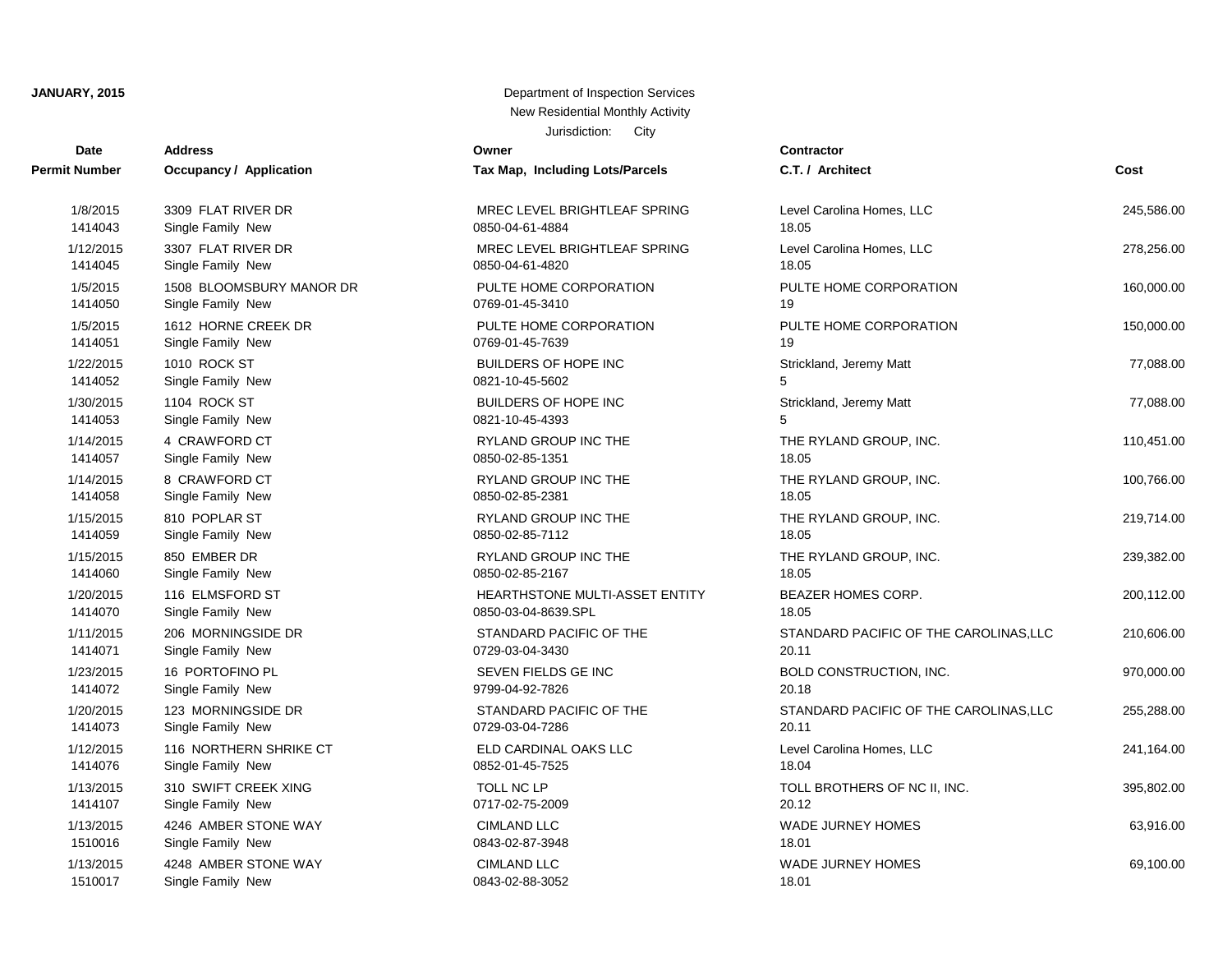**JANUARY, 2015**

Department of Inspection Services
New Residential Monthly Activity
Jurisdiction: City

| Date<br>Permit Number | Address<br>Occupancy / Application | Owner<br>Tax Map, Including Lots/Parcels | Contractor<br>C.T. / Architect | Cost |
|---|---|---|---|---|
| 1/8/2015<br>1414043 | 3309 FLAT RIVER DR<br>Single Family New | MREC LEVEL BRIGHTLEAF SPRING<br>0850-04-61-4884 | Level Carolina Homes, LLC<br>18.05 | 245,586.00 |
| 1/12/2015<br>1414045 | 3307 FLAT RIVER DR<br>Single Family New | MREC LEVEL BRIGHTLEAF SPRING<br>0850-04-61-4820 | Level Carolina Homes, LLC<br>18.05 | 278,256.00 |
| 1/5/2015<br>1414050 | 1508 BLOOMSBURY MANOR DR<br>Single Family New | PULTE HOME CORPORATION<br>0769-01-45-3410 | PULTE HOME CORPORATION<br>19 | 160,000.00 |
| 1/5/2015<br>1414051 | 1612 HORNE CREEK DR<br>Single Family New | PULTE HOME CORPORATION<br>0769-01-45-7639 | PULTE HOME CORPORATION<br>19 | 150,000.00 |
| 1/22/2015<br>1414052 | 1010 ROCK ST<br>Single Family New | BUILDERS OF HOPE INC<br>0821-10-45-5602 | Strickland, Jeremy Matt<br>5 | 77,088.00 |
| 1/30/2015<br>1414053 | 1104 ROCK ST<br>Single Family New | BUILDERS OF HOPE INC<br>0821-10-45-4393 | Strickland, Jeremy Matt<br>5 | 77,088.00 |
| 1/14/2015<br>1414057 | 4 CRAWFORD CT<br>Single Family New | RYLAND GROUP INC THE<br>0850-02-85-1351 | THE RYLAND GROUP, INC.<br>18.05 | 110,451.00 |
| 1/14/2015<br>1414058 | 8 CRAWFORD CT<br>Single Family New | RYLAND GROUP INC THE<br>0850-02-85-2381 | THE RYLAND GROUP, INC.<br>18.05 | 100,766.00 |
| 1/15/2015<br>1414059 | 810 POPLAR ST<br>Single Family New | RYLAND GROUP INC THE<br>0850-02-85-7112 | THE RYLAND GROUP, INC.<br>18.05 | 219,714.00 |
| 1/15/2015<br>1414060 | 850 EMBER DR<br>Single Family New | RYLAND GROUP INC THE<br>0850-02-85-2167 | THE RYLAND GROUP, INC.<br>18.05 | 239,382.00 |
| 1/20/2015<br>1414070 | 116 ELMSFORD ST<br>Single Family New | HEARTHSTONE MULTI-ASSET ENTITY<br>0850-03-04-8639.SPL | BEAZER HOMES CORP.<br>18.05 | 200,112.00 |
| 1/11/2015<br>1414071 | 206 MORNINGSIDE DR<br>Single Family New | STANDARD PACIFIC OF THE<br>0729-03-04-3430 | STANDARD PACIFIC OF THE CAROLINAS,LLC<br>20.11 | 210,606.00 |
| 1/23/2015<br>1414072 | 16 PORTOFINO PL<br>Single Family New | SEVEN FIELDS GE INC<br>9799-04-92-7826 | BOLD CONSTRUCTION, INC.<br>20.18 | 970,000.00 |
| 1/20/2015<br>1414073 | 123 MORNINGSIDE DR<br>Single Family New | STANDARD PACIFIC OF THE<br>0729-03-04-7286 | STANDARD PACIFIC OF THE CAROLINAS,LLC<br>20.11 | 255,288.00 |
| 1/12/2015<br>1414076 | 116 NORTHERN SHRIKE CT<br>Single Family New | ELD CARDINAL OAKS LLC<br>0852-01-45-7525 | Level Carolina Homes, LLC<br>18.04 | 241,164.00 |
| 1/13/2015<br>1414107 | 310 SWIFT CREEK XING<br>Single Family New | TOLL NC LP<br>0717-02-75-2009 | TOLL BROTHERS OF NC II, INC.<br>20.12 | 395,802.00 |
| 1/13/2015<br>1510016 | 4246 AMBER STONE WAY<br>Single Family New | CIMLAND LLC<br>0843-02-87-3948 | WADE JURNEY HOMES<br>18.01 | 63,916.00 |
| 1/13/2015<br>1510017 | 4248 AMBER STONE WAY<br>Single Family New | CIMLAND LLC<br>0843-02-88-3052 | WADE JURNEY HOMES<br>18.01 | 69,100.00 |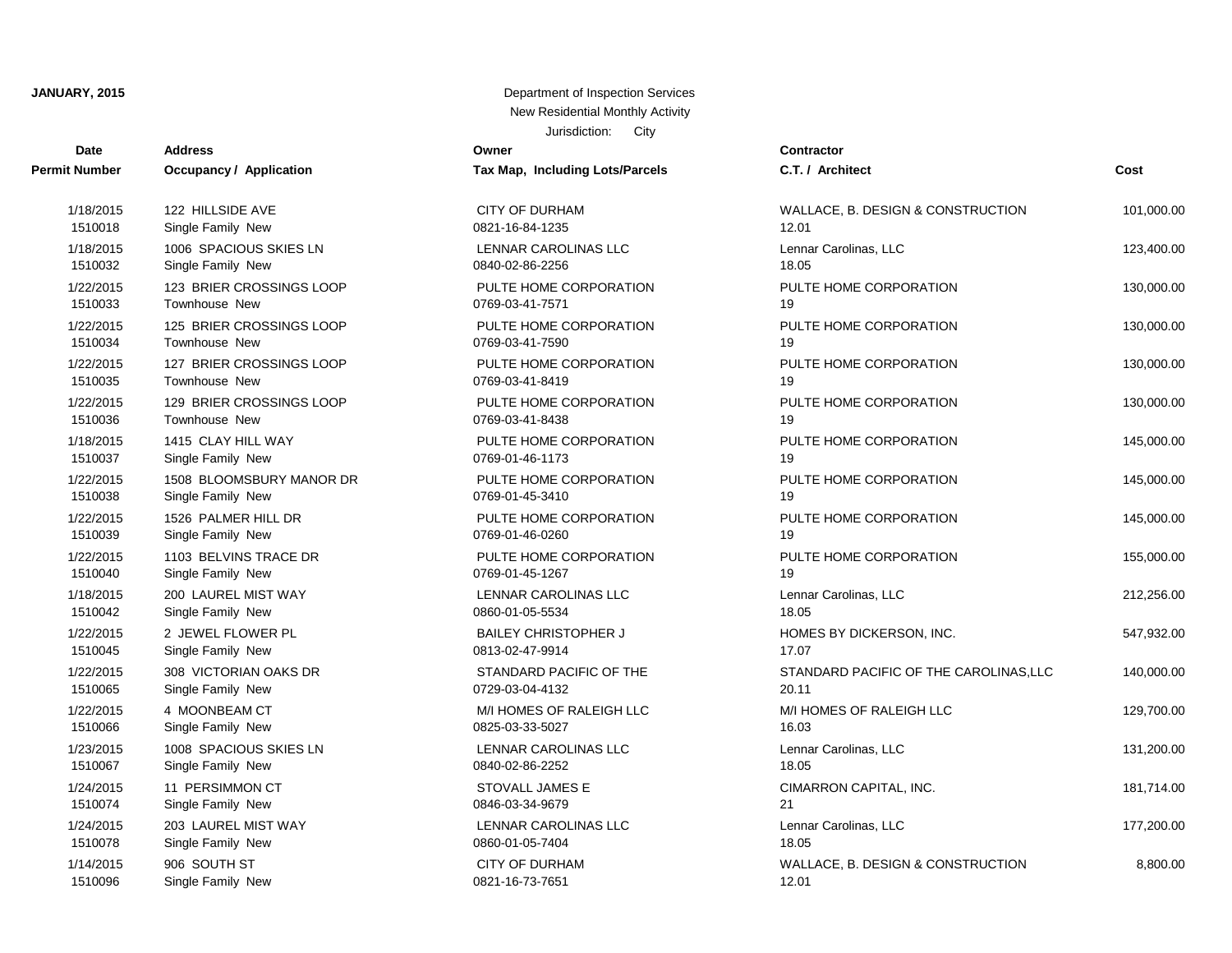**JANUARY, 2015**

Department of Inspection Services
New Residential Monthly Activity
Jurisdiction: City

| Date / Permit Number | Address / Occupancy / Application | Owner / Tax Map, Including Lots/Parcels | Contractor / C.T. / Architect | Cost |
|---|---|---|---|---|
| 1/18/2015<br>1510018 | 122 HILLSIDE AVE<br>Single Family New | CITY OF DURHAM<br>0821-16-84-1235 | WALLACE, B. DESIGN & CONSTRUCTION<br>12.01 | 101,000.00 |
| 1/18/2015<br>1510032 | 1006 SPACIOUS SKIES LN<br>Single Family New | LENNAR CAROLINAS LLC<br>0840-02-86-2256 | Lennar Carolinas, LLC<br>18.05 | 123,400.00 |
| 1/22/2015<br>1510033 | 123 BRIER CROSSINGS LOOP<br>Townhouse New | PULTE HOME CORPORATION<br>0769-03-41-7571 | PULTE HOME CORPORATION<br>19 | 130,000.00 |
| 1/22/2015<br>1510034 | 125 BRIER CROSSINGS LOOP<br>Townhouse New | PULTE HOME CORPORATION<br>0769-03-41-7590 | PULTE HOME CORPORATION<br>19 | 130,000.00 |
| 1/22/2015<br>1510035 | 127 BRIER CROSSINGS LOOP<br>Townhouse New | PULTE HOME CORPORATION<br>0769-03-41-8419 | PULTE HOME CORPORATION<br>19 | 130,000.00 |
| 1/22/2015<br>1510036 | 129 BRIER CROSSINGS LOOP<br>Townhouse New | PULTE HOME CORPORATION<br>0769-03-41-8438 | PULTE HOME CORPORATION<br>19 | 130,000.00 |
| 1/18/2015<br>1510037 | 1415 CLAY HILL WAY<br>Single Family New | PULTE HOME CORPORATION<br>0769-01-46-1173 | PULTE HOME CORPORATION<br>19 | 145,000.00 |
| 1/22/2015<br>1510038 | 1508 BLOOMSBURY MANOR DR<br>Single Family New | PULTE HOME CORPORATION<br>0769-01-45-3410 | PULTE HOME CORPORATION<br>19 | 145,000.00 |
| 1/22/2015<br>1510039 | 1526 PALMER HILL DR<br>Single Family New | PULTE HOME CORPORATION<br>0769-01-46-0260 | PULTE HOME CORPORATION<br>19 | 145,000.00 |
| 1/22/2015<br>1510040 | 1103 BELVINS TRACE DR<br>Single Family New | PULTE HOME CORPORATION<br>0769-01-45-1267 | PULTE HOME CORPORATION<br>19 | 155,000.00 |
| 1/18/2015<br>1510042 | 200 LAUREL MIST WAY<br>Single Family New | LENNAR CAROLINAS LLC<br>0860-01-05-5534 | Lennar Carolinas, LLC<br>18.05 | 212,256.00 |
| 1/22/2015<br>1510045 | 2 JEWEL FLOWER PL<br>Single Family New | BAILEY CHRISTOPHER J<br>0813-02-47-9914 | HOMES BY DICKERSON, INC.<br>17.07 | 547,932.00 |
| 1/22/2015<br>1510065 | 308 VICTORIAN OAKS DR<br>Single Family New | STANDARD PACIFIC OF THE<br>0729-03-04-4132 | STANDARD PACIFIC OF THE CAROLINAS,LLC<br>20.11 | 140,000.00 |
| 1/22/2015<br>1510066 | 4 MOONBEAM CT<br>Single Family New | M/I HOMES OF RALEIGH LLC<br>0825-03-33-5027 | M/I HOMES OF RALEIGH LLC<br>16.03 | 129,700.00 |
| 1/23/2015<br>1510067 | 1008 SPACIOUS SKIES LN<br>Single Family New | LENNAR CAROLINAS LLC<br>0840-02-86-2252 | Lennar Carolinas, LLC<br>18.05 | 131,200.00 |
| 1/24/2015<br>1510074 | 11 PERSIMMON CT<br>Single Family New | STOVALL JAMES E<br>0846-03-34-9679 | CIMARRON CAPITAL, INC.<br>21 | 181,714.00 |
| 1/24/2015<br>1510078 | 203 LAUREL MIST WAY<br>Single Family New | LENNAR CAROLINAS LLC<br>0860-01-05-7404 | Lennar Carolinas, LLC<br>18.05 | 177,200.00 |
| 1/14/2015<br>1510096 | 906 SOUTH ST<br>Single Family New | CITY OF DURHAM<br>0821-16-73-7651 | WALLACE, B. DESIGN & CONSTRUCTION<br>12.01 | 8,800.00 |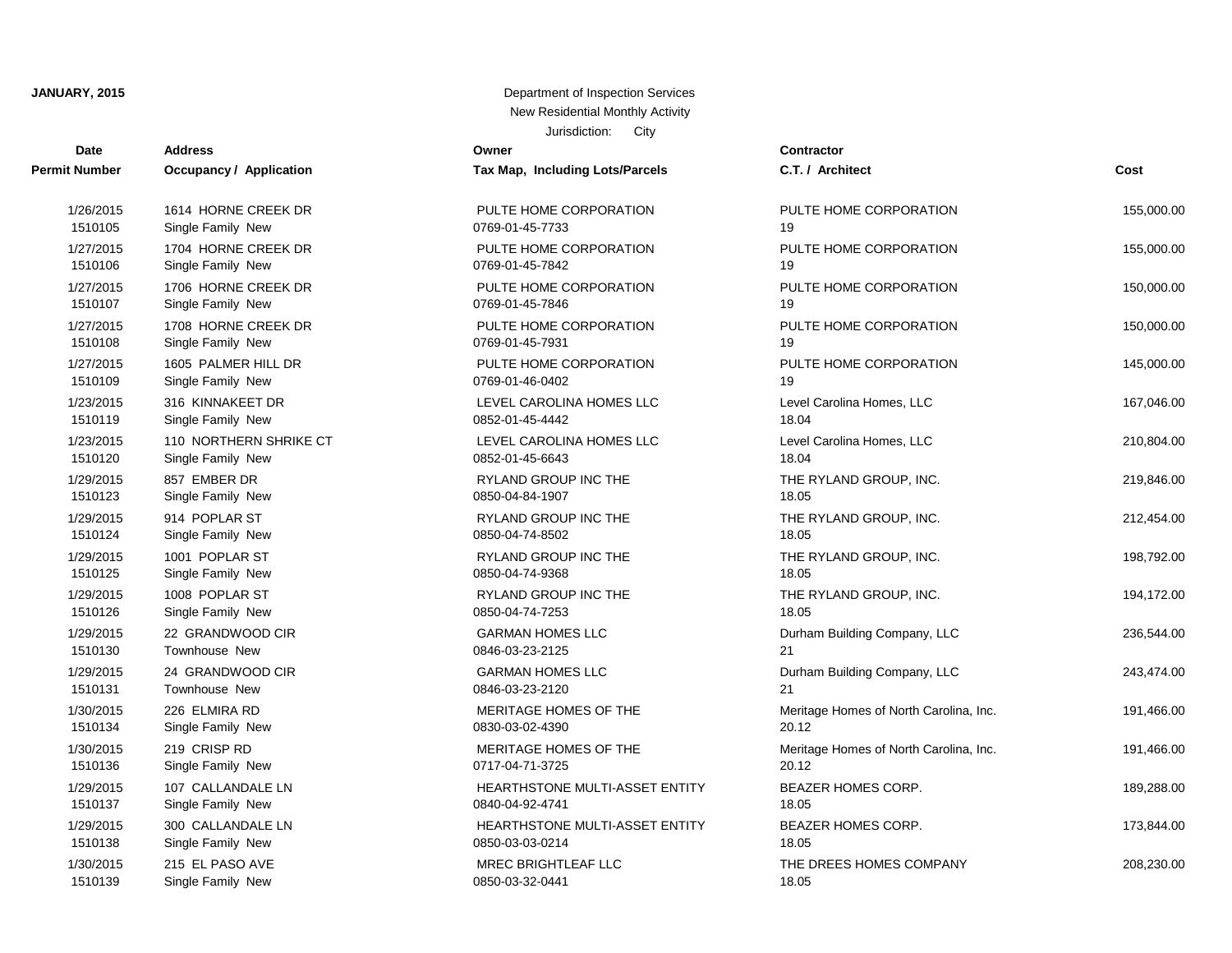**JANUARY, 2015**

Department of Inspection Services
New Residential Monthly Activity
Jurisdiction: City

| Date / Permit Number | Address / Occupancy / Application | Owner / Tax Map, Including Lots/Parcels | Contractor / C.T. / Architect | Cost |
|---|---|---|---|---|
| 1/26/2015<br>1510105 | 1614 HORNE CREEK DR<br>Single Family New | PULTE HOME CORPORATION<br>0769-01-45-7733 | PULTE HOME CORPORATION<br>19 | 155,000.00 |
| 1/27/2015<br>1510106 | 1704 HORNE CREEK DR<br>Single Family New | PULTE HOME CORPORATION<br>0769-01-45-7842 | PULTE HOME CORPORATION<br>19 | 155,000.00 |
| 1/27/2015<br>1510107 | 1706 HORNE CREEK DR<br>Single Family New | PULTE HOME CORPORATION<br>0769-01-45-7846 | PULTE HOME CORPORATION<br>19 | 150,000.00 |
| 1/27/2015<br>1510108 | 1708 HORNE CREEK DR<br>Single Family New | PULTE HOME CORPORATION<br>0769-01-45-7931 | PULTE HOME CORPORATION<br>19 | 150,000.00 |
| 1/27/2015<br>1510109 | 1605 PALMER HILL DR<br>Single Family New | PULTE HOME CORPORATION<br>0769-01-46-0402 | PULTE HOME CORPORATION<br>19 | 145,000.00 |
| 1/23/2015<br>1510119 | 316 KINNAKEET DR<br>Single Family New | LEVEL CAROLINA HOMES LLC<br>0852-01-45-4442 | Level Carolina Homes, LLC<br>18.04 | 167,046.00 |
| 1/23/2015<br>1510120 | 110 NORTHERN SHRIKE CT<br>Single Family New | LEVEL CAROLINA HOMES LLC<br>0852-01-45-6643 | Level Carolina Homes, LLC<br>18.04 | 210,804.00 |
| 1/29/2015<br>1510123 | 857 EMBER DR<br>Single Family New | RYLAND GROUP INC THE<br>0850-04-84-1907 | THE RYLAND GROUP, INC.<br>18.05 | 219,846.00 |
| 1/29/2015<br>1510124 | 914 POPLAR ST<br>Single Family New | RYLAND GROUP INC THE<br>0850-04-74-8502 | THE RYLAND GROUP, INC.<br>18.05 | 212,454.00 |
| 1/29/2015<br>1510125 | 1001 POPLAR ST<br>Single Family New | RYLAND GROUP INC THE<br>0850-04-74-9368 | THE RYLAND GROUP, INC.<br>18.05 | 198,792.00 |
| 1/29/2015<br>1510126 | 1008 POPLAR ST<br>Single Family New | RYLAND GROUP INC THE<br>0850-04-74-7253 | THE RYLAND GROUP, INC.<br>18.05 | 194,172.00 |
| 1/29/2015<br>1510130 | 22 GRANDWOOD CIR<br>Townhouse New | GARMAN HOMES LLC<br>0846-03-23-2125 | Durham Building Company, LLC<br>21 | 236,544.00 |
| 1/29/2015<br>1510131 | 24 GRANDWOOD CIR<br>Townhouse New | GARMAN HOMES LLC<br>0846-03-23-2120 | Durham Building Company, LLC<br>21 | 243,474.00 |
| 1/30/2015<br>1510134 | 226 ELMIRA RD<br>Single Family New | MERITAGE HOMES OF THE<br>0830-03-02-4390 | Meritage Homes of North Carolina, Inc.<br>20.12 | 191,466.00 |
| 1/30/2015<br>1510136 | 219 CRISP RD<br>Single Family New | MERITAGE HOMES OF THE<br>0717-04-71-3725 | Meritage Homes of North Carolina, Inc.<br>20.12 | 191,466.00 |
| 1/29/2015<br>1510137 | 107 CALLANDALE LN<br>Single Family New | HEARTHSTONE MULTI-ASSET ENTITY<br>0840-04-92-4741 | BEAZER HOMES CORP.<br>18.05 | 189,288.00 |
| 1/29/2015<br>1510138 | 300 CALLANDALE LN<br>Single Family New | HEARTHSTONE MULTI-ASSET ENTITY<br>0850-03-03-0214 | BEAZER HOMES CORP.<br>18.05 | 173,844.00 |
| 1/30/2015<br>1510139 | 215 EL PASO AVE<br>Single Family New | MREC BRIGHTLEAF LLC<br>0850-03-32-0441 | THE DREES HOMES COMPANY<br>18.05 | 208,230.00 |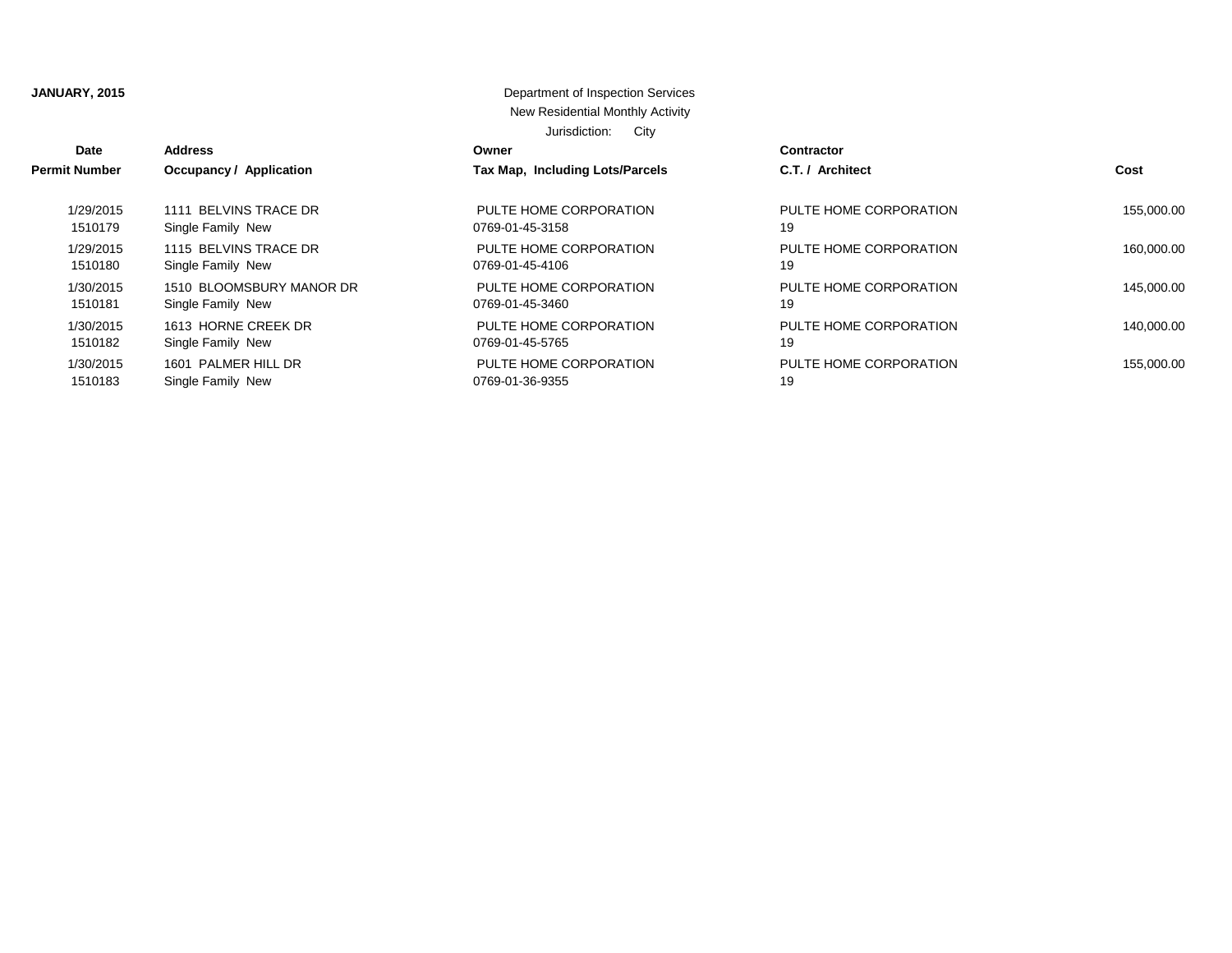**JANUARY, 2015**

Department of Inspection Services
New Residential Monthly Activity
Jurisdiction: City

| Date<br>Permit Number | Address<br>Occupancy / Application | Owner<br>Tax Map, Including Lots/Parcels | Contractor<br>C.T. / Architect | Cost |
|---|---|---|---|---|
| 1/29/2015<br>1510179 | 1111 BELVINS TRACE DR<br>Single Family New | PULTE HOME CORPORATION<br>0769-01-45-3158 | PULTE HOME CORPORATION<br>19 | 155,000.00 |
| 1/29/2015<br>1510180 | 1115 BELVINS TRACE DR<br>Single Family New | PULTE HOME CORPORATION<br>0769-01-45-4106 | PULTE HOME CORPORATION<br>19 | 160,000.00 |
| 1/30/2015<br>1510181 | 1510 BLOOMSBURY MANOR DR<br>Single Family New | PULTE HOME CORPORATION<br>0769-01-45-3460 | PULTE HOME CORPORATION<br>19 | 145,000.00 |
| 1/30/2015<br>1510182 | 1613 HORNE CREEK DR<br>Single Family New | PULTE HOME CORPORATION<br>0769-01-45-5765 | PULTE HOME CORPORATION<br>19 | 140,000.00 |
| 1/30/2015<br>1510183 | 1601 PALMER HILL DR<br>Single Family New | PULTE HOME CORPORATION<br>0769-01-36-9355 | PULTE HOME CORPORATION<br>19 | 155,000.00 |